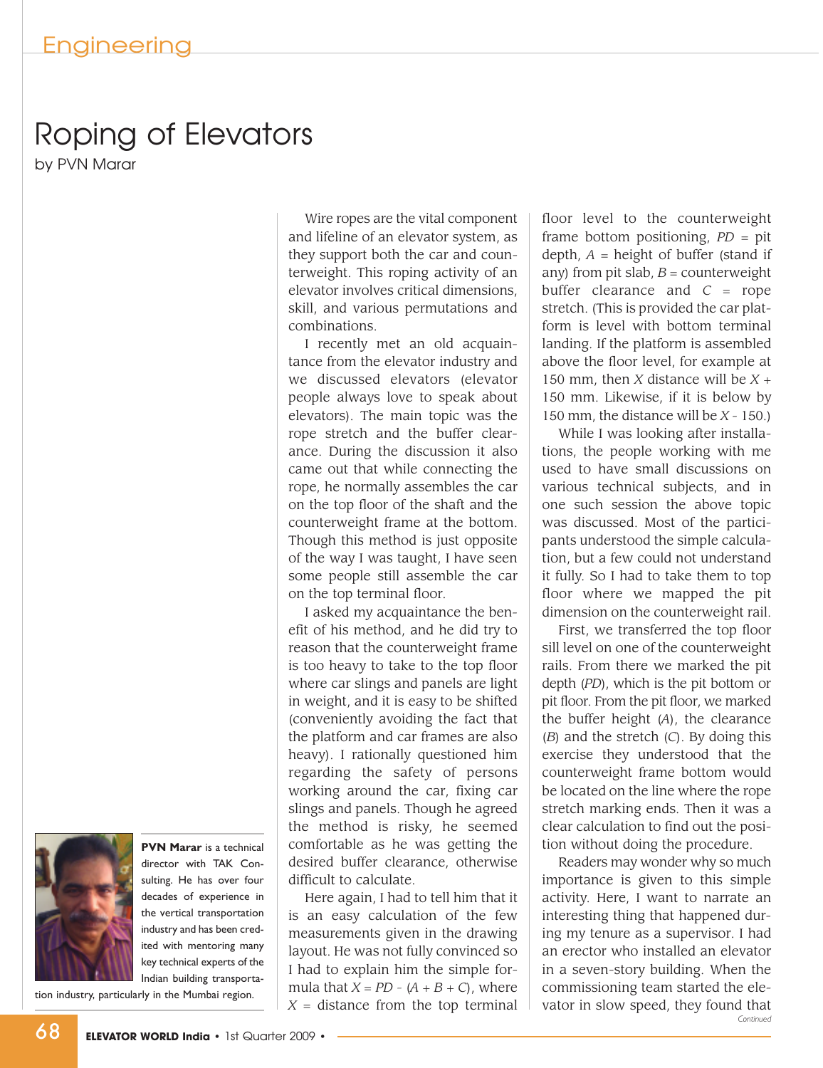# Roping of Elevators

by PVN Marar

Wire ropes are the vital component and lifeline of an elevator system, as they support both the car and counterweight. This roping activity of an elevator involves critical dimensions, skill, and various permutations and combinations.

I recently met an old acquaintance from the elevator industry and we discussed elevators (elevator people always love to speak about elevators). The main topic was the rope stretch and the buffer clearance. During the discussion it also came out that while connecting the rope, he normally assembles the car on the top floor of the shaft and the counterweight frame at the bottom. Though this method is just opposite of the way I was taught, I have seen some people still assemble the car on the top terminal floor.

I asked my acquaintance the benefit of his method, and he did try to reason that the counterweight frame is too heavy to take to the top floor where car slings and panels are light in weight, and it is easy to be shifted (conveniently avoiding the fact that the platform and car frames are also heavy). I rationally questioned him regarding the safety of persons working around the car, fixing car slings and panels. Though he agreed the method is risky, he seemed comfortable as he was getting the desired buffer clearance, otherwise difficult to calculate.

Here again, I had to tell him that it is an easy calculation of the few measurements given in the drawing layout. He was not fully convinced so I had to explain him the simple formula that $X = PD - (A + B + C)$, where $X$ = distance from the top terminal floor level to the counterweight frame bottom positioning, $PD$ = pit depth, $A$ = height of buffer (stand if any) from pit slab, $B$ = counterweight buffer clearance and $C$ = rope stretch. (This is provided the car platform is level with bottom terminal landing. If the platform is assembled above the floor level, for example at 150 mm, then $X$ distance will be $X$ + 150 mm. Likewise, if it is below by 150 mm, the distance will be $X$ - 150.)

While I was looking after installations, the people working with me used to have small discussions on various technical subjects, and in one such session the above topic was discussed. Most of the participants understood the simple calculation, but a few could not understand it fully. So I had to take them to top floor where we mapped the pit dimension on the counterweight rail.

First, we transferred the top floor sill level on one of the counterweight rails. From there we marked the pit depth ($PD$), which is the pit bottom or pit floor. From the pit floor, we marked the buffer height ($A$), the clearance ($B$) and the stretch ($C$). By doing this exercise they understood that the counterweight frame bottom would be located on the line where the rope stretch marking ends. Then it was a clear calculation to find out the position without doing the procedure.

Readers may wonder why so much importance is given to this simple activity. Here, I want to narrate an interesting thing that happened during my tenure as a supervisor. I had an erector who installed an elevator in a seven-story building. When the commissioning team started the elevator in slow speed, they found that

*Continued*

**PVN Marar** is a technical director with TAK Consulting. He has over four decades of experience in the vertical transportation industry and has been credited with mentoring many key technical experts of the Indian building transportation industry, particularly in the Mumbai region.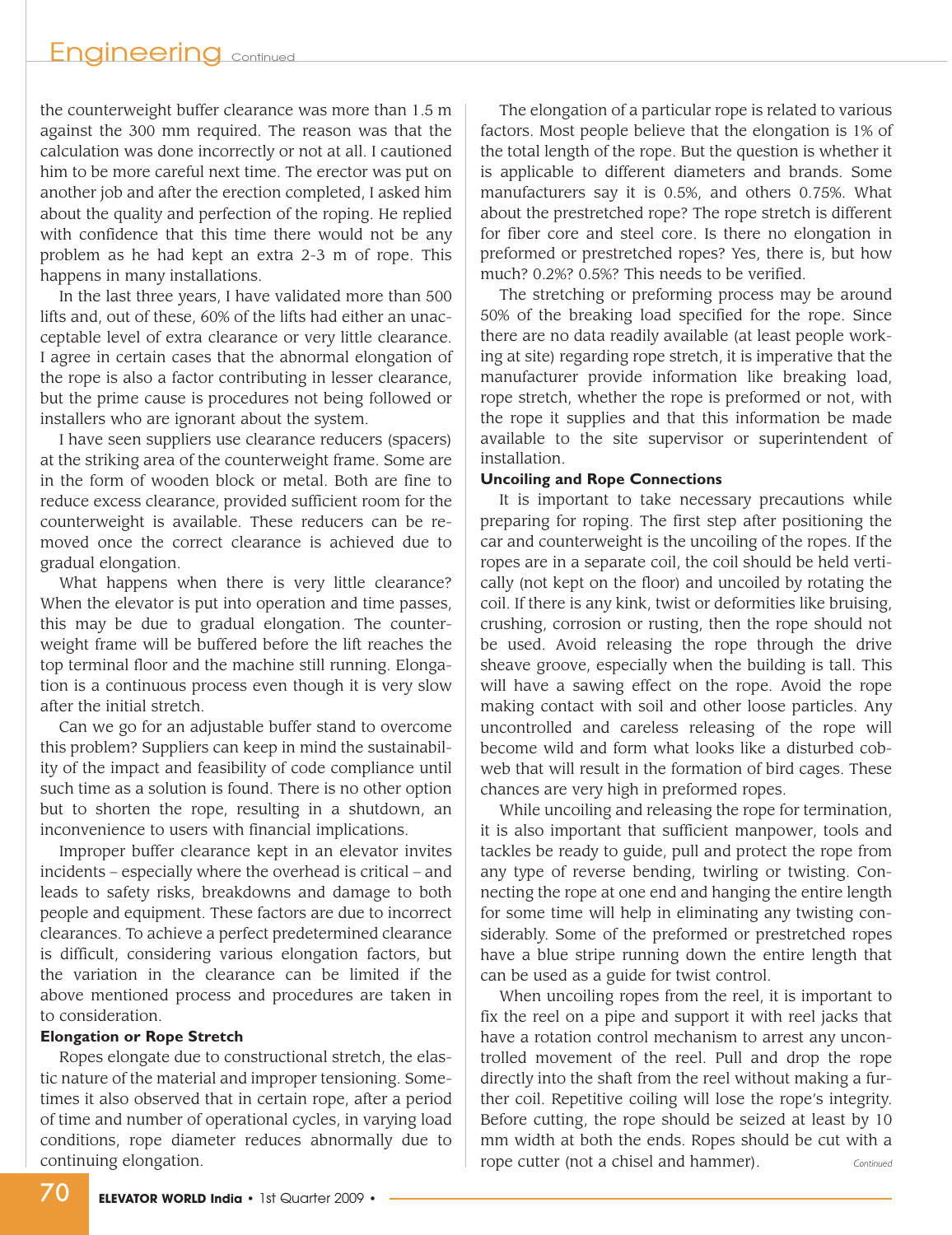the counterweight buffer clearance was more than 1.5 m against the 300 mm required. The reason was that the calculation was done incorrectly or not at all. I cautioned him to be more careful next time. The erector was put on another job and after the erection completed, I asked him about the quality and perfection of the roping. He replied with confidence that this time there would not be any problem as he had kept an extra 2-3 m of rope. This happens in many installations.

In the last three years, I have validated more than 500 lifts and, out of these, 60% of the lifts had either an unacceptable level of extra clearance or very little clearance. I agree in certain cases that the abnormal elongation of the rope is also a factor contributing in lesser clearance, but the prime cause is procedures not being followed or installers who are ignorant about the system.

I have seen suppliers use clearance reducers (spacers) at the striking area of the counterweight frame. Some are in the form of wooden block or metal. Both are fine to reduce excess clearance, provided sufficient room for the counterweight is available. These reducers can be removed once the correct clearance is achieved due to gradual elongation.

What happens when there is very little clearance? When the elevator is put into operation and time passes, this may be due to gradual elongation. The counterweight frame will be buffered before the lift reaches the top terminal floor and the machine still running. Elongation is a continuous process even though it is very slow after the initial stretch.

Can we go for an adjustable buffer stand to overcome this problem? Suppliers can keep in mind the sustainability of the impact and feasibility of code compliance until such time as a solution is found. There is no other option but to shorten the rope, resulting in a shutdown, an inconvenience to users with financial implications.

Improper buffer clearance kept in an elevator invites incidents – especially where the overhead is critical – and leads to safety risks, breakdowns and damage to both people and equipment. These factors are due to incorrect clearances. To achieve a perfect predetermined clearance is difficult, considering various elongation factors, but the variation in the clearance can be limited if the above mentioned process and procedures are taken in to consideration.

**Elongation or Rope Stretch**

Ropes elongate due to constructional stretch, the elastic nature of the material and improper tensioning. Sometimes it also observed that in certain rope, after a period of time and number of operational cycles, in varying load conditions, rope diameter reduces abnormally due to continuing elongation.

The elongation of a particular rope is related to various factors. Most people believe that the elongation is 1% of the total length of the rope. But the question is whether it is applicable to different diameters and brands. Some manufacturers say it is 0.5%, and others 0.75%. What about the prestretched rope? The rope stretch is different for fiber core and steel core. Is there no elongation in preformed or prestretched ropes? Yes, there is, but how much? 0.2%? 0.5%? This needs to be verified.

The stretching or preforming process may be around 50% of the breaking load specified for the rope. Since there are no data readily available (at least people working at site) regarding rope stretch, it is imperative that the manufacturer provide information like breaking load, rope stretch, whether the rope is preformed or not, with the rope it supplies and that this information be made available to the site supervisor or superintendent of installation.

**Uncoiling and Rope Connections**

It is important to take necessary precautions while preparing for roping. The first step after positioning the car and counterweight is the uncoiling of the ropes. If the ropes are in a separate coil, the coil should be held vertically (not kept on the floor) and uncoiled by rotating the coil. If there is any kink, twist or deformities like bruising, crushing, corrosion or rusting, then the rope should not be used. Avoid releasing the rope through the drive sheave groove, especially when the building is tall. This will have a sawing effect on the rope. Avoid the rope making contact with soil and other loose particles. Any uncontrolled and careless releasing of the rope will become wild and form what looks like a disturbed cobweb that will result in the formation of bird cages. These chances are very high in preformed ropes.

While uncoiling and releasing the rope for termination, it is also important that sufficient manpower, tools and tackles be ready to guide, pull and protect the rope from any type of reverse bending, twirling or twisting. Connecting the rope at one end and hanging the entire length for some time will help in eliminating any twisting considerably. Some of the preformed or prestretched ropes have a blue stripe running down the entire length that can be used as a guide for twist control.

When uncoiling ropes from the reel, it is important to fix the reel on a pipe and support it with reel jacks that have a rotation control mechanism to arrest any uncontrolled movement of the reel. Pull and drop the rope directly into the shaft from the reel without making a further coil. Repetitive coiling will lose the rope's integrity. Before cutting, the rope should be seized at least by 10 mm width at both the ends. Ropes should be cut with a rope cutter (not a chisel and hammer).

*Continued*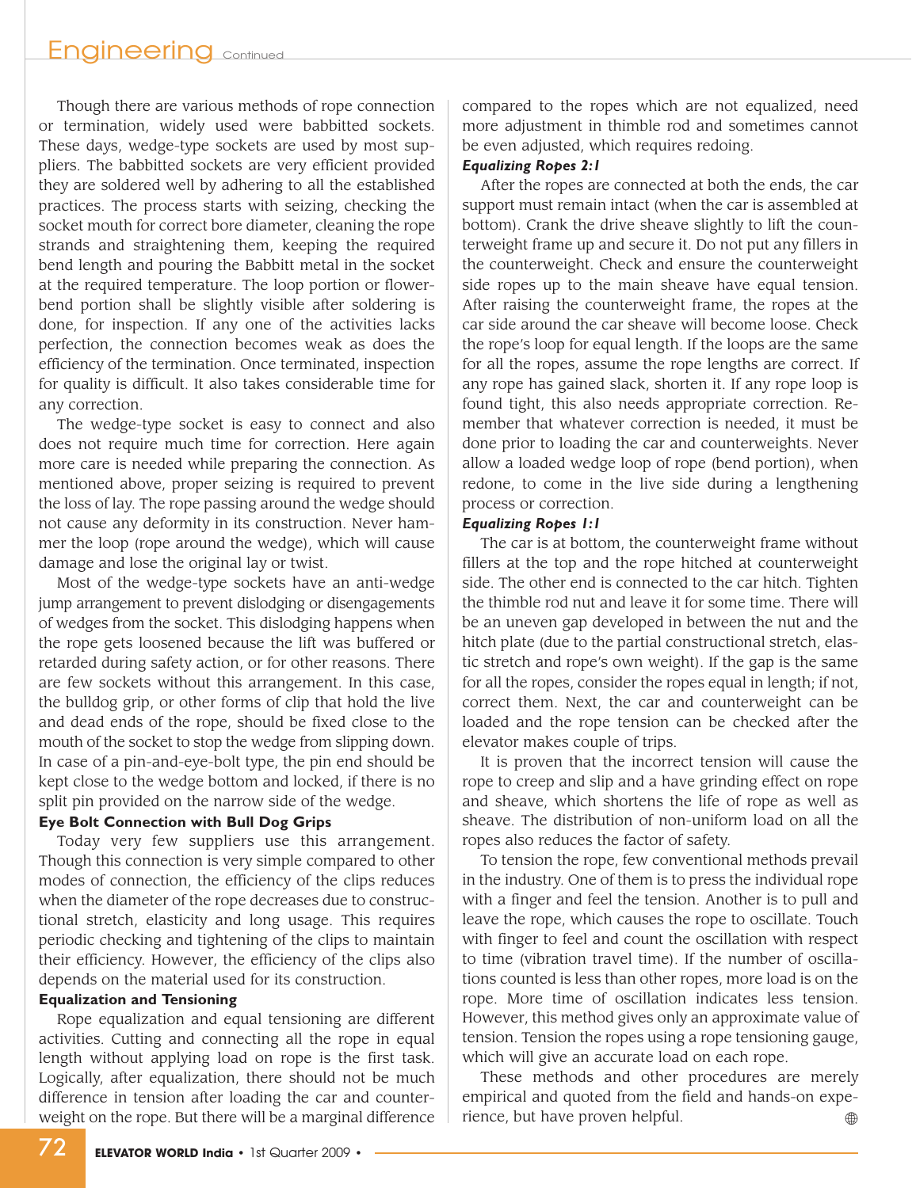Though there are various methods of rope connection or termination, widely used were babbitted sockets. These days, wedge-type sockets are used by most suppliers. The babbitted sockets are very efficient provided they are soldered well by adhering to all the established practices. The process starts with seizing, checking the socket mouth for correct bore diameter, cleaning the rope strands and straightening them, keeping the required bend length and pouring the Babbitt metal in the socket at the required temperature. The loop portion or flower-bend portion shall be slightly visible after soldering is done, for inspection. If any one of the activities lacks perfection, the connection becomes weak as does the efficiency of the termination. Once terminated, inspection for quality is difficult. It also takes considerable time for any correction.

The wedge-type socket is easy to connect and also does not require much time for correction. Here again more care is needed while preparing the connection. As mentioned above, proper seizing is required to prevent the loss of lay. The rope passing around the wedge should not cause any deformity in its construction. Never hammer the loop (rope around the wedge), which will cause damage and lose the original lay or twist.

Most of the wedge-type sockets have an anti-wedge jump arrangement to prevent dislodging or disengagements of wedges from the socket. This dislodging happens when the rope gets loosened because the lift was buffered or retarded during safety action, or for other reasons. There are few sockets without this arrangement. In this case, the bulldog grip, or other forms of clip that hold the live and dead ends of the rope, should be fixed close to the mouth of the socket to stop the wedge from slipping down. In case of a pin-and-eye-bolt type, the pin end should be kept close to the wedge bottom and locked, if there is no split pin provided on the narrow side of the wedge.

**Eye Bolt Connection with Bull Dog Grips**

Today very few suppliers use this arrangement. Though this connection is very simple compared to other modes of connection, the efficiency of the clips reduces when the diameter of the rope decreases due to constructional stretch, elasticity and long usage. This requires periodic checking and tightening of the clips to maintain their efficiency. However, the efficiency of the clips also depends on the material used for its construction.

**Equalization and Tensioning**

Rope equalization and equal tensioning are different activities. Cutting and connecting all the rope in equal length without applying load on rope is the first task. Logically, after equalization, there should not be much difference in tension after loading the car and counterweight on the rope. But there will be a marginal difference compared to the ropes which are not equalized, need more adjustment in thimble rod and sometimes cannot be even adjusted, which requires redoing.

***Equalizing Ropes 2:1***

After the ropes are connected at both the ends, the car support must remain intact (when the car is assembled at bottom). Crank the drive sheave slightly to lift the counterweight frame up and secure it. Do not put any fillers in the counterweight. Check and ensure the counterweight side ropes up to the main sheave have equal tension. After raising the counterweight frame, the ropes at the car side around the car sheave will become loose. Check the rope's loop for equal length. If the loops are the same for all the ropes, assume the rope lengths are correct. If any rope has gained slack, shorten it. If any rope loop is found tight, this also needs appropriate correction. Remember that whatever correction is needed, it must be done prior to loading the car and counterweights. Never allow a loaded wedge loop of rope (bend portion), when redone, to come in the live side during a lengthening process or correction.

***Equalizing Ropes 1:1***

The car is at bottom, the counterweight frame without fillers at the top and the rope hitched at counterweight side. The other end is connected to the car hitch. Tighten the thimble rod nut and leave it for some time. There will be an uneven gap developed in between the nut and the hitch plate (due to the partial constructional stretch, elastic stretch and rope's own weight). If the gap is the same for all the ropes, consider the ropes equal in length; if not, correct them. Next, the car and counterweight can be loaded and the rope tension can be checked after the elevator makes couple of trips.

It is proven that the incorrect tension will cause the rope to creep and slip and a have grinding effect on rope and sheave, which shortens the life of rope as well as sheave. The distribution of non-uniform load on all the ropes also reduces the factor of safety.

To tension the rope, few conventional methods prevail in the industry. One of them is to press the individual rope with a finger and feel the tension. Another is to pull and leave the rope, which causes the rope to oscillate. Touch with finger to feel and count the oscillation with respect to time (vibration travel time). If the number of oscillations counted is less than other ropes, more load is on the rope. More time of oscillation indicates less tension. However, this method gives only an approximate value of tension. Tension the ropes using a rope tensioning gauge, which will give an accurate load on each rope.

These methods and other procedures are merely empirical and quoted from the field and hands-on experience, but have proven helpful.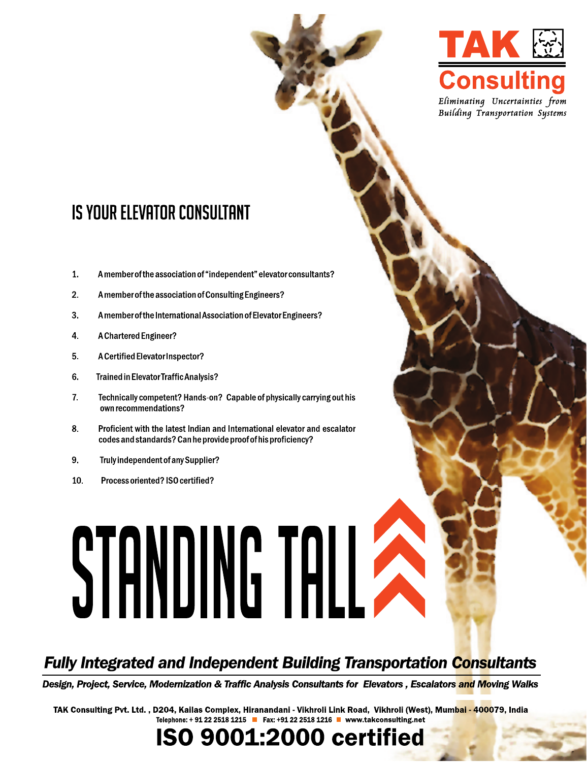# TAK Consulting

*Eliminating Uncertainties from Building Transportation Systems*

## IS YOUR ELEVATOR CONSULTANT

1. A member of the association of "independent" elevator consultants?
2. A member of the association of Consulting Engineers?
3. A member of the International Association of Elevator Engineers?
4. A Chartered Engineer?
5. A Certified Elevator Inspector?
6. Trained in Elevator Traffic Analysis?
7. Technically competent? Hands-on? Capable of physically carrying out his own recommendations?
8. Proficient with the latest Indian and International elevator and escalator codes and standards? Can he provide proof of his proficiency?
9. Truly independent of any Supplier?
10. Process oriented? ISO certified?

# STANDING TALL

***Fully Integrated and Independent Building Transportation Consultants***

***Design, Project, Service, Modernization & Traffic Analysis Consultants for Elevators , Escalators and Moving Walks***

**TAK Consulting Pvt. Ltd. , D204, Kailas Complex, Hiranandani - Vikhroli Link Road, Vikhroli (West), Mumbai - 400079, India**

**Telephone: + 91 22 2518 1215 ■ Fax: +91 22 2518 1216 ■ www.takconsulting.net**

# ISO 9001:2000 certified